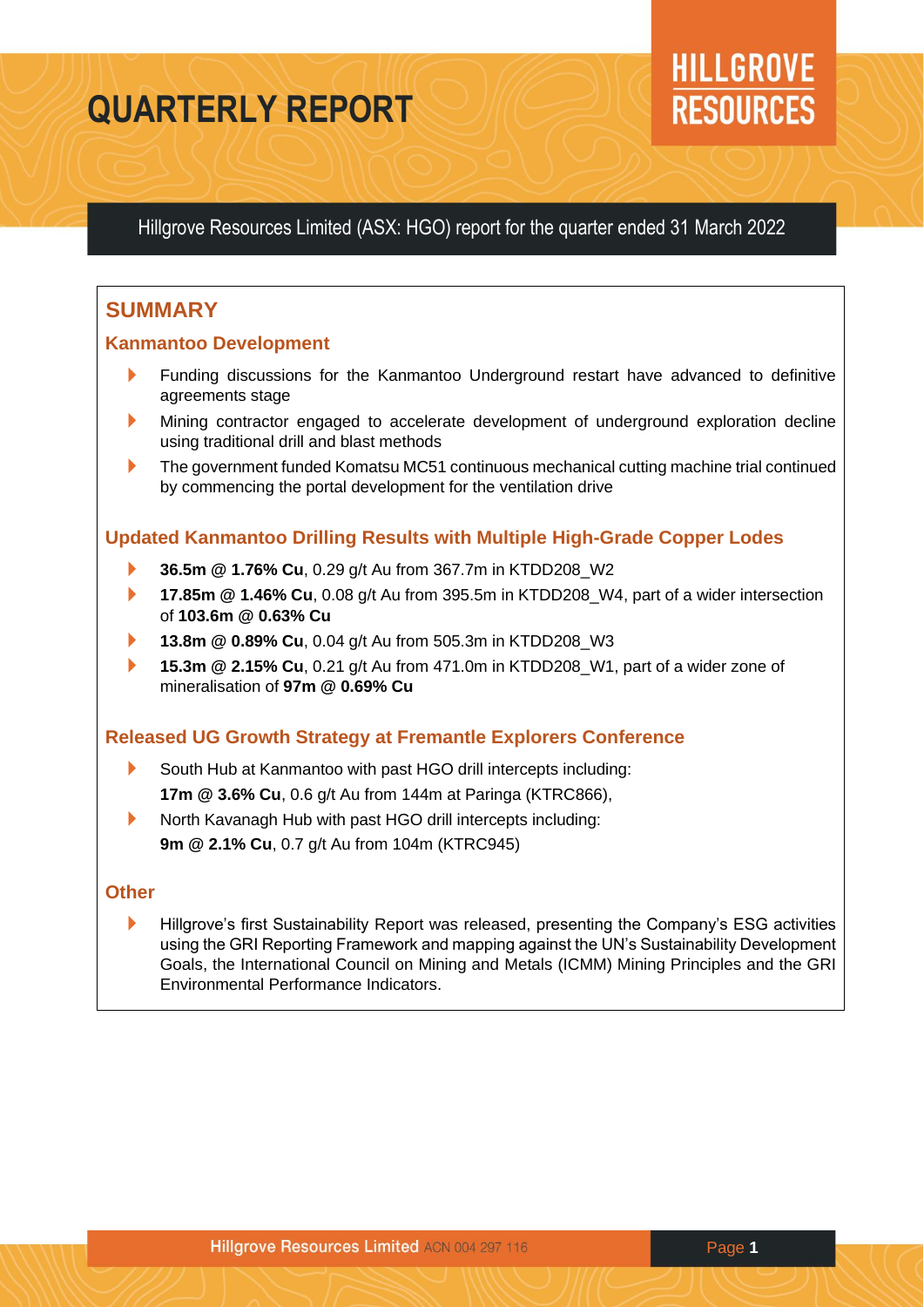# QUARTERLY REPORT

**HILLGROVE RESOURCES**

Hillgrove Resources Limited (ASX: HGO) report for the quarter ended 31 March 2022

## SUMMARY

### Kanmantoo Development

- Funding discussions for the Kanmantoo Underground restart have advanced to definitive agreements stage
- Mining contractor engaged to accelerate development of underground exploration decline using traditional drill and blast methods
- The government funded Komatsu MC51 continuous mechanical cutting machine trial continued by commencing the portal development for the ventilation drive

### Updated Kanmantoo Drilling Results with Multiple High-Grade Copper Lodes

- **36.5m @ 1.76% Cu**, 0.29 g/t Au from 367.7m in KTDD208_W2
- **17.85m @ 1.46% Cu**, 0.08 g/t Au from 395.5m in KTDD208_W4, part of a wider intersection of **103.6m @ 0.63% Cu**
- **13.8m @ 0.89% Cu**, 0.04 g/t Au from 505.3m in KTDD208_W3
- **15.3m @ 2.15% Cu**, 0.21 g/t Au from 471.0m in KTDD208_W1, part of a wider zone of mineralisation of **97m @ 0.69% Cu**

### Released UG Growth Strategy at Fremantle Explorers Conference

- South Hub at Kanmantoo with past HGO drill intercepts including:
  **17m @ 3.6% Cu**, 0.6 g/t Au from 144m at Paringa (KTRC866),
- North Kavanagh Hub with past HGO drill intercepts including:
  **9m @ 2.1% Cu**, 0.7 g/t Au from 104m (KTRC945)

### Other

- Hillgrove's first Sustainability Report was released, presenting the Company's ESG activities using the GRI Reporting Framework and mapping against the UN's Sustainability Development Goals, the International Council on Mining and Metals (ICMM) Mining Principles and the GRI Environmental Performance Indicators.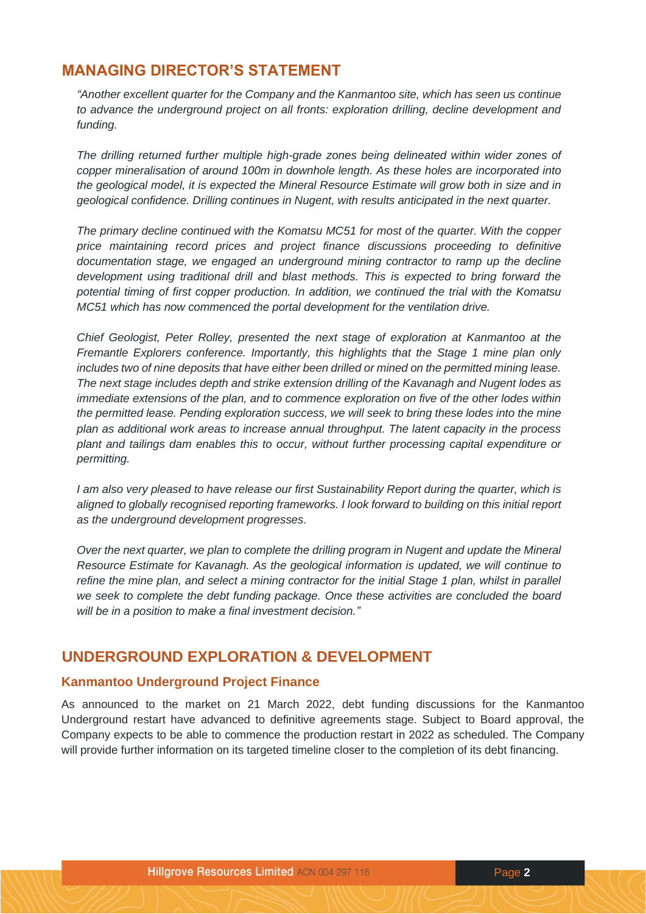## MANAGING DIRECTOR'S STATEMENT

*"Another excellent quarter for the Company and the Kanmantoo site, which has seen us continue to advance the underground project on all fronts: exploration drilling, decline development and funding.*

*The drilling returned further multiple high-grade zones being delineated within wider zones of copper mineralisation of around 100m in downhole length. As these holes are incorporated into the geological model, it is expected the Mineral Resource Estimate will grow both in size and in geological confidence. Drilling continues in Nugent, with results anticipated in the next quarter.*

*The primary decline continued with the Komatsu MC51 for most of the quarter. With the copper price maintaining record prices and project finance discussions proceeding to definitive documentation stage, we engaged an underground mining contractor to ramp up the decline development using traditional drill and blast methods. This is expected to bring forward the potential timing of first copper production. In addition, we continued the trial with the Komatsu MC51 which has now commenced the portal development for the ventilation drive.*

*Chief Geologist, Peter Rolley, presented the next stage of exploration at Kanmantoo at the Fremantle Explorers conference. Importantly, this highlights that the Stage 1 mine plan only includes two of nine deposits that have either been drilled or mined on the permitted mining lease. The next stage includes depth and strike extension drilling of the Kavanagh and Nugent lodes as immediate extensions of the plan, and to commence exploration on five of the other lodes within the permitted lease. Pending exploration success, we will seek to bring these lodes into the mine plan as additional work areas to increase annual throughput. The latent capacity in the process plant and tailings dam enables this to occur, without further processing capital expenditure or permitting.*

*I am also very pleased to have release our first Sustainability Report during the quarter, which is aligned to globally recognised reporting frameworks. I look forward to building on this initial report as the underground development progresses.*

*Over the next quarter, we plan to complete the drilling program in Nugent and update the Mineral Resource Estimate for Kavanagh. As the geological information is updated, we will continue to refine the mine plan, and select a mining contractor for the initial Stage 1 plan, whilst in parallel we seek to complete the debt funding package. Once these activities are concluded the board will be in a position to make a final investment decision."*

## UNDERGROUND EXPLORATION & DEVELOPMENT

### Kanmantoo Underground Project Finance

As announced to the market on 21 March 2022, debt funding discussions for the Kanmantoo Underground restart have advanced to definitive agreements stage. Subject to Board approval, the Company expects to be able to commence the production restart in 2022 as scheduled. The Company will provide further information on its targeted timeline closer to the completion of its debt financing.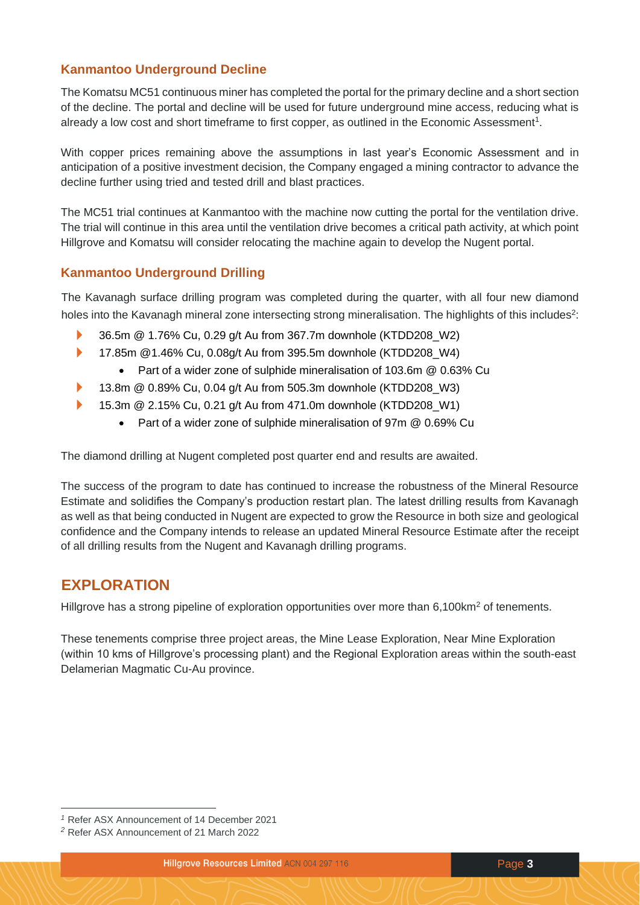### Kanmantoo Underground Decline

The Komatsu MC51 continuous miner has completed the portal for the primary decline and a short section of the decline. The portal and decline will be used for future underground mine access, reducing what is already a low cost and short timeframe to first copper, as outlined in the Economic Assessment[1].

With copper prices remaining above the assumptions in last year's Economic Assessment and in anticipation of a positive investment decision, the Company engaged a mining contractor to advance the decline further using tried and tested drill and blast practices.

The MC51 trial continues at Kanmantoo with the machine now cutting the portal for the ventilation drive. The trial will continue in this area until the ventilation drive becomes a critical path activity, at which point Hillgrove and Komatsu will consider relocating the machine again to develop the Nugent portal.

### Kanmantoo Underground Drilling

The Kavanagh surface drilling program was completed during the quarter, with all four new diamond holes into the Kavanagh mineral zone intersecting strong mineralisation. The highlights of this includes[2]:

- 36.5m @ 1.76% Cu, 0.29 g/t Au from 367.7m downhole (KTDD208_W2)
- 17.85m @1.46% Cu, 0.08g/t Au from 395.5m downhole (KTDD208_W4)
  - Part of a wider zone of sulphide mineralisation of 103.6m @ 0.63% Cu
- 13.8m @ 0.89% Cu, 0.04 g/t Au from 505.3m downhole (KTDD208_W3)
- 15.3m @ 2.15% Cu, 0.21 g/t Au from 471.0m downhole (KTDD208_W1)
  - Part of a wider zone of sulphide mineralisation of 97m @ 0.69% Cu

The diamond drilling at Nugent completed post quarter end and results are awaited.

The success of the program to date has continued to increase the robustness of the Mineral Resource Estimate and solidifies the Company's production restart plan. The latest drilling results from Kavanagh as well as that being conducted in Nugent are expected to grow the Resource in both size and geological confidence and the Company intends to release an updated Mineral Resource Estimate after the receipt of all drilling results from the Nugent and Kavanagh drilling programs.

## EXPLORATION

Hillgrove has a strong pipeline of exploration opportunities over more than 6,100km$^2$ of tenements.

These tenements comprise three project areas, the Mine Lease Exploration, Near Mine Exploration (within 10 kms of Hillgrove's processing plant) and the Regional Exploration areas within the south-east Delamerian Magmatic Cu-Au province.

---

[1] Refer ASX Announcement of 14 December 2021

[2] Refer ASX Announcement of 21 March 2022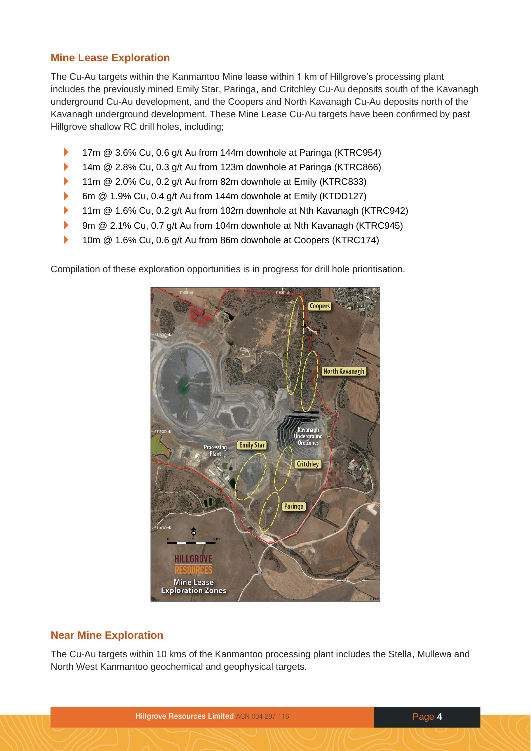## Mine Lease Exploration

The Cu-Au targets within the Kanmantoo Mine lease within 1 km of Hillgrove's processing plant includes the previously mined Emily Star, Paringa, and Critchley Cu-Au deposits south of the Kavanagh underground Cu-Au development, and the Coopers and North Kavanagh Cu-Au deposits north of the Kavanagh underground development. These Mine Lease Cu-Au targets have been confirmed by past Hillgrove shallow RC drill holes, including;

- 17m @ 3.6% Cu, 0.6 g/t Au from 144m downhole at Paringa (KTRC954)
- 14m @ 2.8% Cu, 0.3 g/t Au from 123m downhole at Paringa (KTRC866)
- 11m @ 2.0% Cu, 0.2 g/t Au from 82m downhole at Emily (KTRC833)
- 6m @ 1.9% Cu, 0.4 g/t Au from 144m downhole at Emily (KTDD127)
- 11m @ 1.6% Cu, 0.2 g/t Au from 102m downhole at Nth Kavanagh (KTRC942)
- 9m @ 2.1% Cu, 0.7 g/t Au from 104m downhole at Nth Kavanagh (KTRC945)
- 10m @ 1.6% Cu, 0.6 g/t Au from 86m downhole at Coopers (KTRC174)

Compilation of these exploration opportunities is in progress for drill hole prioritisation.

## Near Mine Exploration

The Cu-Au targets within 10 kms of the Kanmantoo processing plant includes the Stella, Mullewa and North West Kanmantoo geochemical and geophysical targets.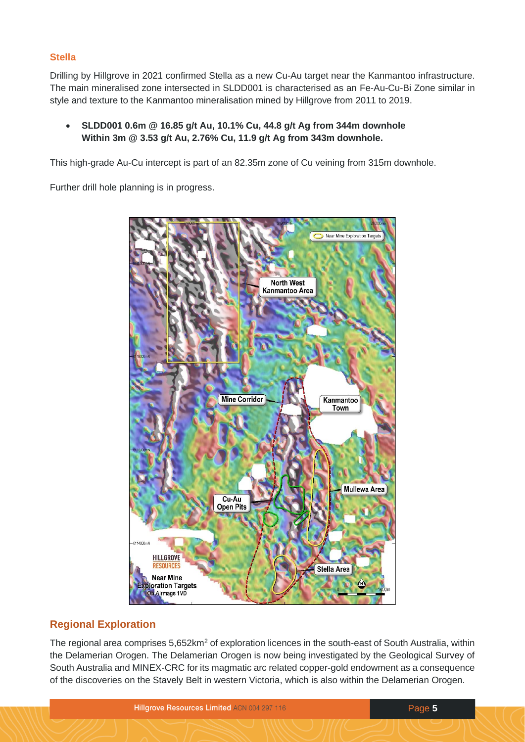## Stella

Drilling by Hillgrove in 2021 confirmed Stella as a new Cu-Au target near the Kanmantoo infrastructure. The main mineralised zone intersected in SLDD001 is characterised as an Fe-Au-Cu-Bi Zone similar in style and texture to the Kanmantoo mineralisation mined by Hillgrove from 2011 to 2019.

- **SLDD001 0.6m @ 16.85 g/t Au, 10.1% Cu, 44.8 g/t Ag from 344m downhole Within 3m @ 3.53 g/t Au, 2.76% Cu, 11.9 g/t Ag from 343m downhole.**

This high-grade Au-Cu intercept is part of an 82.35m zone of Cu veining from 315m downhole.

Further drill hole planning is in progress.

## Regional Exploration

The regional area comprises 5,652km$^2$ of exploration licences in the south-east of South Australia, within the Delamerian Orogen. The Delamerian Orogen is now being investigated by the Geological Survey of South Australia and MINEX-CRC for its magmatic arc related copper-gold endowment as a consequence of the discoveries on the Stavely Belt in western Victoria, which is also within the Delamerian Orogen.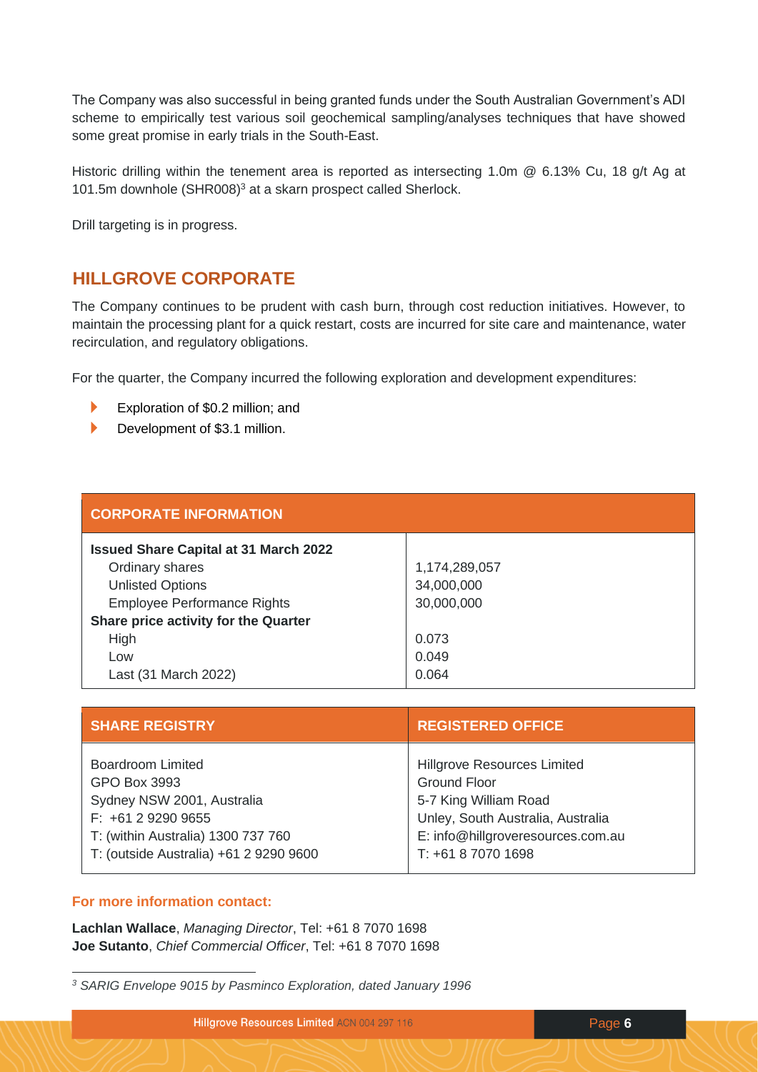The Company was also successful in being granted funds under the South Australian Government's ADI scheme to empirically test various soil geochemical sampling/analyses techniques that have showed some great promise in early trials in the South-East.

Historic drilling within the tenement area is reported as intersecting 1.0m @ 6.13% Cu, 18 g/t Ag at 101.5m downhole (SHR008)[3] at a skarn prospect called Sherlock.

Drill targeting is in progress.

## HILLGROVE CORPORATE

The Company continues to be prudent with cash burn, through cost reduction initiatives. However, to maintain the processing plant for a quick restart, costs are incurred for site care and maintenance, water recirculation, and regulatory obligations.

For the quarter, the Company incurred the following exploration and development expenditures:

- Exploration of $0.2 million; and
- Development of $3.1 million.

| CORPORATE INFORMATION | |
|---|---|
| **Issued Share Capital at 31 March 2022** | |
| Ordinary shares | 1,174,289,057 |
| Unlisted Options | 34,000,000 |
| Employee Performance Rights | 30,000,000 |
| **Share price activity for the Quarter** | |
| High | 0.073 |
| Low | 0.049 |
| Last (31 March 2022) | 0.064 |

| SHARE REGISTRY | REGISTERED OFFICE |
|---|---|
| Boardroom Limited<br>GPO Box 3993<br>Sydney NSW 2001, Australia<br>F: +61 2 9290 9655<br>T: (within Australia) 1300 737 760<br>T: (outside Australia) +61 2 9290 9600 | Hillgrove Resources Limited<br>Ground Floor<br>5-7 King William Road<br>Unley, South Australia, Australia<br>E: info@hillgroveresources.com.au<br>T: +61 8 7070 1698 |

**For more information contact:**

**Lachlan Wallace**, *Managing Director*, Tel: +61 8 7070 1698
**Joe Sutanto**, *Chief Commercial Officer*, Tel: +61 8 7070 1698

[3] *SARIG Envelope 9015 by Pasminco Exploration, dated January 1996*